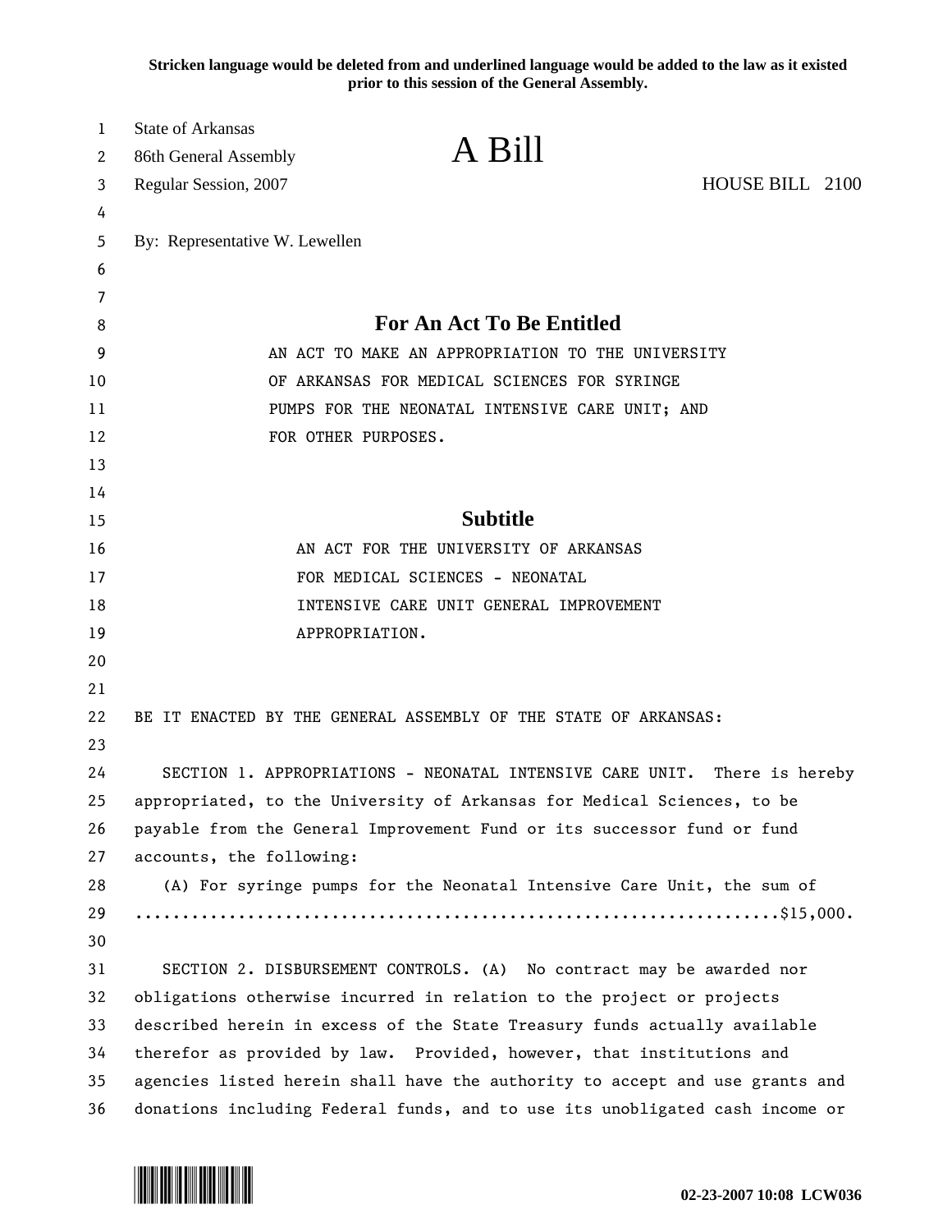**Stricken language would be deleted from and underlined language would be added to the law as it existed prior to this session of the General Assembly.**

State of Arkansas
86th General Assembly
Regular Session, 2007

# A Bill

HOUSE BILL 2100

By: Representative W. Lewellen

## For An Act To Be Entitled

AN ACT TO MAKE AN APPROPRIATION TO THE UNIVERSITY OF ARKANSAS FOR MEDICAL SCIENCES FOR SYRINGE PUMPS FOR THE NEONATAL INTENSIVE CARE UNIT; AND FOR OTHER PURPOSES.

## Subtitle

AN ACT FOR THE UNIVERSITY OF ARKANSAS FOR MEDICAL SCIENCES - NEONATAL INTENSIVE CARE UNIT GENERAL IMPROVEMENT APPROPRIATION.

BE IT ENACTED BY THE GENERAL ASSEMBLY OF THE STATE OF ARKANSAS:

SECTION 1. APPROPRIATIONS - NEONATAL INTENSIVE CARE UNIT. There is hereby appropriated, to the University of Arkansas for Medical Sciences, to be payable from the General Improvement Fund or its successor fund or fund accounts, the following:

(A) For syringe pumps for the Neonatal Intensive Care Unit, the sum of ....................................................................$15,000.

SECTION 2. DISBURSEMENT CONTROLS. (A) No contract may be awarded nor obligations otherwise incurred in relation to the project or projects described herein in excess of the State Treasury funds actually available therefor as provided by law. Provided, however, that institutions and agencies listed herein shall have the authority to accept and use grants and donations including Federal funds, and to use its unobligated cash income or

02-23-2007 10:08 LCW036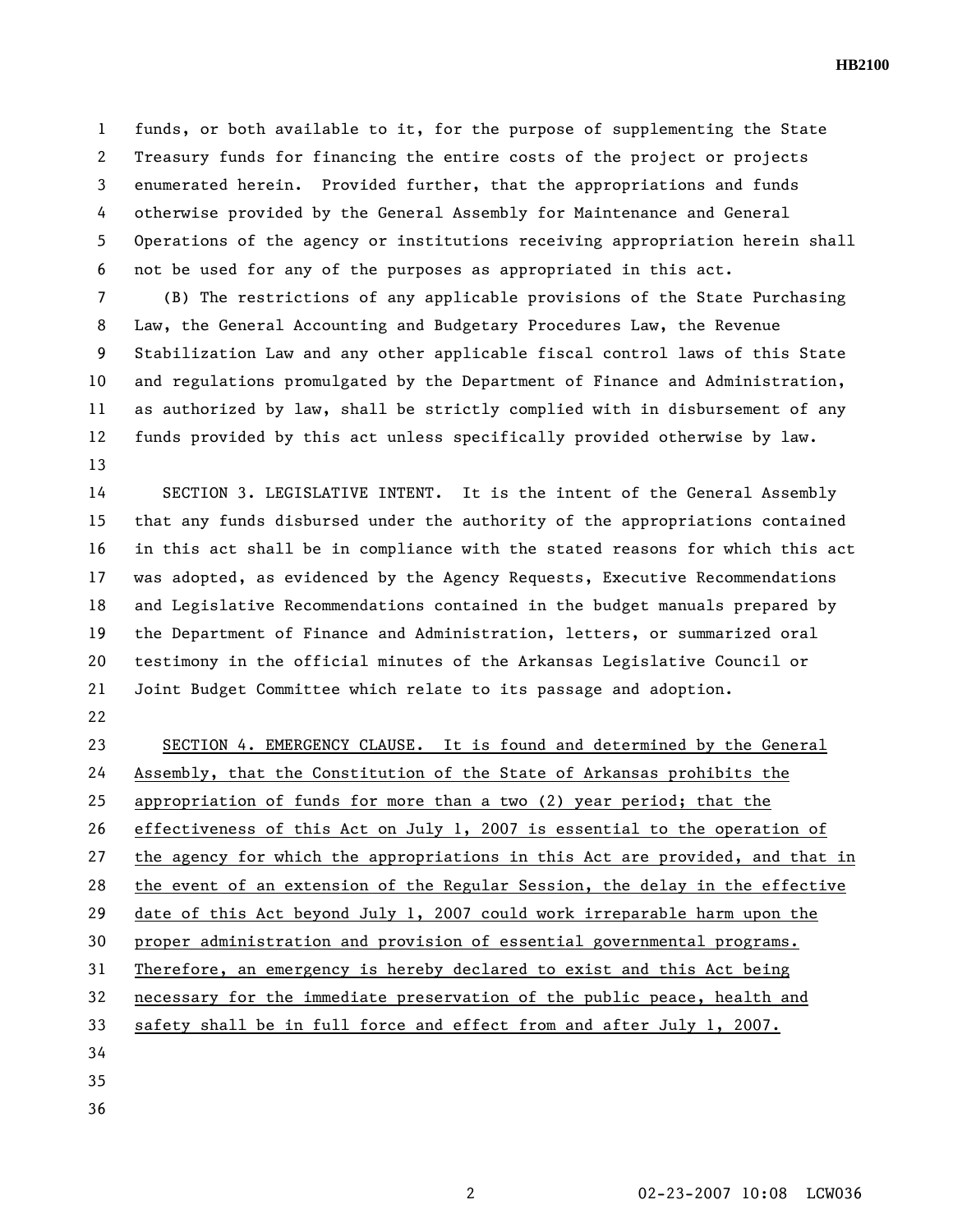funds, or both available to it, for the purpose of supplementing the State Treasury funds for financing the entire costs of the project or projects enumerated herein. Provided further, that the appropriations and funds otherwise provided by the General Assembly for Maintenance and General Operations of the agency or institutions receiving appropriation herein shall not be used for any of the purposes as appropriated in this act.

(B) The restrictions of any applicable provisions of the State Purchasing Law, the General Accounting and Budgetary Procedures Law, the Revenue Stabilization Law and any other applicable fiscal control laws of this State and regulations promulgated by the Department of Finance and Administration, as authorized by law, shall be strictly complied with in disbursement of any funds provided by this act unless specifically provided otherwise by law.

SECTION 3. LEGISLATIVE INTENT. It is the intent of the General Assembly that any funds disbursed under the authority of the appropriations contained in this act shall be in compliance with the stated reasons for which this act was adopted, as evidenced by the Agency Requests, Executive Recommendations and Legislative Recommendations contained in the budget manuals prepared by the Department of Finance and Administration, letters, or summarized oral testimony in the official minutes of the Arkansas Legislative Council or Joint Budget Committee which relate to its passage and adoption.

SECTION 4. EMERGENCY CLAUSE. It is found and determined by the General Assembly, that the Constitution of the State of Arkansas prohibits the appropriation of funds for more than a two (2) year period; that the effectiveness of this Act on July 1, 2007 is essential to the operation of the agency for which the appropriations in this Act are provided, and that in the event of an extension of the Regular Session, the delay in the effective date of this Act beyond July 1, 2007 could work irreparable harm upon the proper administration and provision of essential governmental programs. Therefore, an emergency is hereby declared to exist and this Act being necessary for the immediate preservation of the public peace, health and safety shall be in full force and effect from and after July 1, 2007.